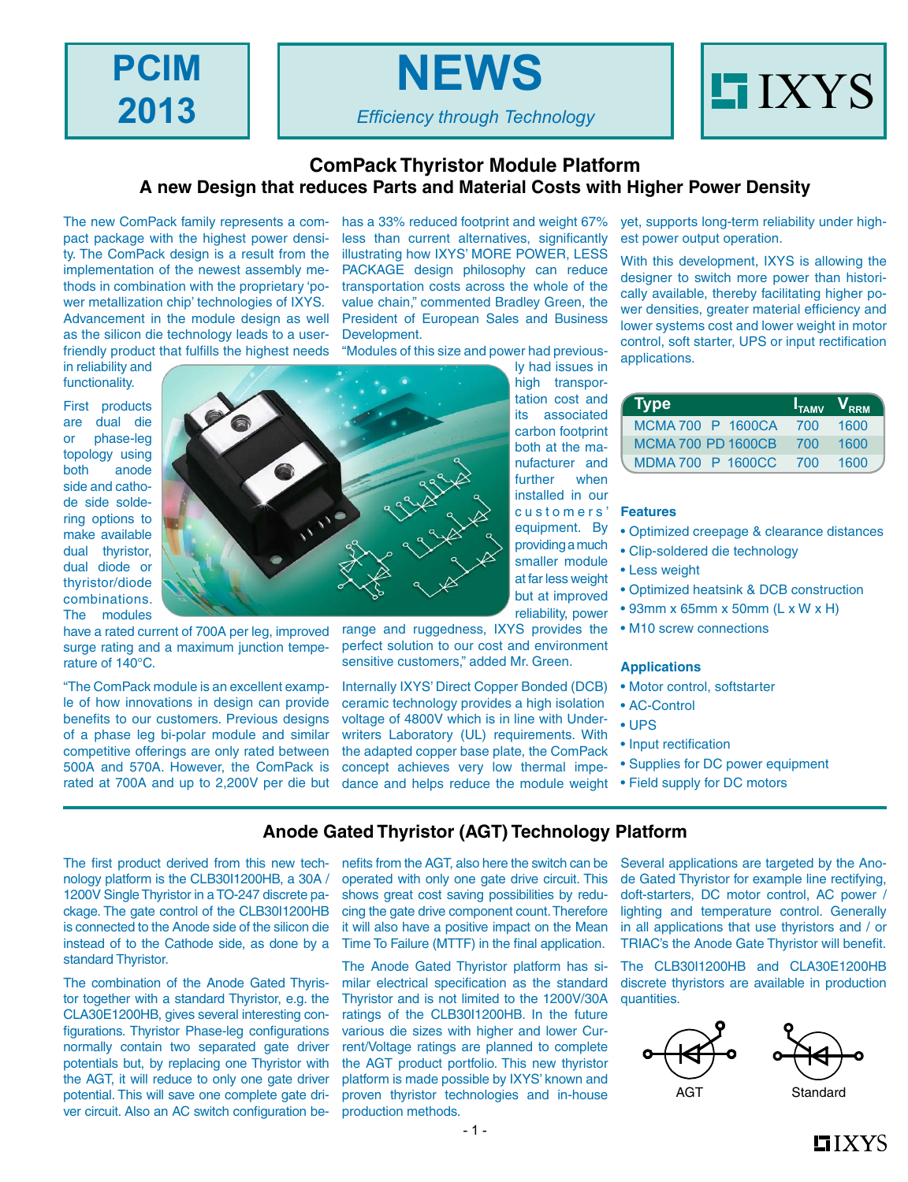# PCIM 2013

# NEWS

*Efficiency through Technology*

IXYS

## ComPack Thyristor Module Platform

### A new Design that reduces Parts and Material Costs with Higher Power Density

The new ComPack family represents a compact package with the highest power density. The ComPack design is a result from the implementation of the newest assembly methods in combination with the proprietary 'power metallization chip' technologies of IXYS. Advancement in the module design as well as the silicon die technology leads to a user-friendly product that fulfills the highest needs in reliability and functionality.

First products are dual die or phase-leg topology using both anode side and cathode side soldering options to make available dual thyristor, dual diode or thyristor/diode combinations. The modules have a rated current of 700A per leg, improved surge rating and a maximum junction temperature of 140°C.

"The ComPack module is an excellent example of how innovations in design can provide benefits to our customers. Previous designs of a phase leg bi-polar module and similar competitive offerings are only rated between 500A and 570A. However, the ComPack is rated at 700A and up to 2,200V per die but has a 33% reduced footprint and weight 67% less than current alternatives, significantly illustrating how IXYS' MORE POWER, LESS PACKAGE design philosophy can reduce transportation costs across the whole of the value chain," commented Bradley Green, the President of European Sales and Business Development.

"Modules of this size and power had previously had issues in high transportation cost and its associated carbon footprint both at the manufacturer and further when installed in our customers' equipment. By providing a much smaller module at far less weight but at improved reliability, power range and ruggedness, IXYS provides the perfect solution to our cost and environment sensitive customers," added Mr. Green.

Internally IXYS' Direct Copper Bonded (DCB) ceramic technology provides a high isolation voltage of 4800V which is in line with Underwriters Laboratory (UL) requirements. With the adapted copper base plate, the ComPack concept achieves very low thermal impedance and helps reduce the module weight yet, supports long-term reliability under highest power output operation.

With this development, IXYS is allowing the designer to switch more power than historically available, thereby facilitating higher power densities, greater material efficiency and lower systems cost and lower weight in motor control, soft starter, UPS or input rectification applications.

| Type | $I_{TAMV}$ | $V_{RRM}$ |
|---|---|---|
| MCMA 700 P 1600CA | 700 | 1600 |
| MCMA 700 PD 1600CB | 700 | 1600 |
| MDMA 700 P 1600CC | 700 | 1600 |

**Features**

- Optimized creepage & clearance distances
- Clip-soldered die technology
- Less weight
- Optimized heatsink & DCB construction
- 93mm x 65mm x 50mm (L x W x H)
- M10 screw connections

**Applications**

- Motor control, softstarter
- AC-Control
- UPS
- Input rectification
- Supplies for DC power equipment
- Field supply for DC motors

## Anode Gated Thyristor (AGT) Technology Platform

The first product derived from this new technology platform is the CLB30I1200HB, a 30A / 1200V Single Thyristor in a TO-247 discrete package. The gate control of the CLB30I1200HB is connected to the Anode side of the silicon die instead of to the Cathode side, as done by a standard Thyristor.

The combination of the Anode Gated Thyristor together with a standard Thyristor, e.g. the CLA30E1200HB, gives several interesting configurations. Thyristor Phase-leg configurations normally contain two separated gate driver potentials but, by replacing one Thyristor with the AGT, it will reduce to only one gate driver potential. This will save one complete gate driver circuit. Also an AC switch configuration benefits from the AGT, also here the switch can be operated with only one gate drive circuit. This shows great cost saving possibilities by reducing the gate drive component count. Therefore it will also have a positive impact on the Mean Time To Failure (MTTF) in the final application.

The Anode Gated Thyristor platform has similar electrical specification as the standard Thyristor and is not limited to the 1200V/30A ratings of the CLB30I1200HB. In the future various die sizes with higher and lower Current/Voltage ratings are planned to complete the AGT product portfolio. This new thyristor platform is made possible by IXYS' known and proven thyristor technologies and in-house production methods.

Several applications are targeted by the Anode Gated Thyristor for example line rectifying, doft-starters, DC motor control, AC power / lighting and temperature control. Generally in all applications that use thyristors and / or TRIAC's the Anode Gate Thyristor will benefit.

The CLB30I1200HB and CLA30E1200HB discrete thyristors are available in production quantities.

AGT    Standard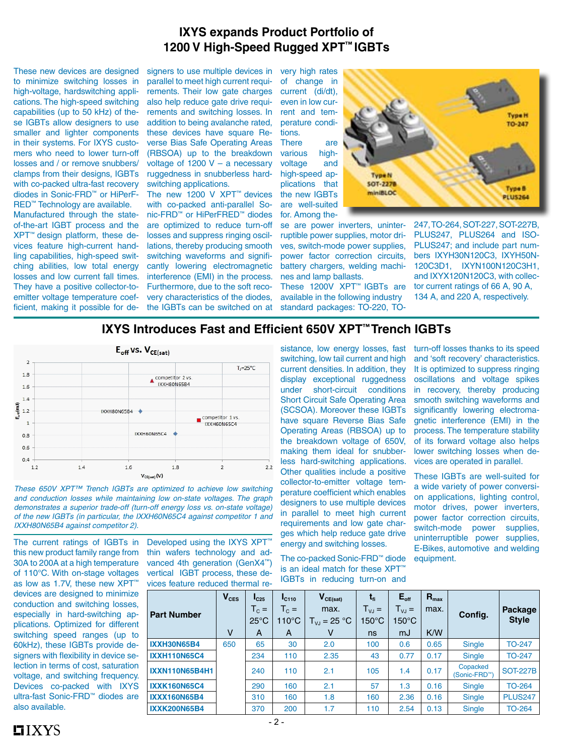# IXYS expands Product Portfolio of 1200 V High-Speed Rugged XPT™ IGBTs

These new devices are designed to minimize switching losses in high-voltage, hardswitching applications. The high-speed switching capabilities (up to 50 kHz) of these IGBTs allow designers to use smaller and lighter components in their systems. For IXYS customers who need to lower turn-off losses and / or remove snubbers/ clamps from their designs, IGBTs with co-packed ultra-fast recovery diodes in Sonic-FRD™ or HiPerFRED™ Technology are available.

Manufactured through the state-of-the-art IGBT process and the XPT™ design platform, these devices feature high-current handling capabilities, high-speed switching abilities, low total energy losses and low current fall times. They have a positive collector-to-emitter voltage temperature coefficient, making it possible for designers to use multiple devices in parallel to meet high current requirements. Their low gate charges also help reduce gate drive requirements and switching losses. In addition to being avalanche rated, these devices have square Reverse Bias Safe Operating Areas (RBSOA) up to the breakdown voltage of 1200 V – a necessary ruggedness in snubberless hard-switching applications.

The new 1200 V XPT™ devices with co-packed anti-parallel Sonic-FRD™ or HiPerFRED™ diodes are optimized to reduce turn-off losses and suppress ringing oscillations, thereby producing smooth switching waveforms and significantly lowering electromagnetic interference (EMI) in the process. Furthermore, due to the soft recovery characteristics of the diodes, the IGBTs can be switched on at very high rates of change in current (di/dt), even in low current and temperature conditions.

There are various high-voltage and high-speed applications that the new IGBTs are well-suited for. Among these are power inverters, uninterruptible power supplies, motor drives, switch-mode power supplies, power factor correction circuits, battery chargers, welding machines and lamp ballasts.

These 1200V XPT™ IGBTs are available in the following industry standard packages: TO-220, TO-247, TO-264, SOT-227, SOT-227B, PLUS247, PLUS264 and ISOPLUS247; and include part numbers IXYH30N120C3, IXYH50N120C3D1, IXYN100N120C3H1, and IXYX120N120C3, with collector current ratings of 66 A, 90 A, 134 A, and 220 A, respectively.

# IXYS Introduces Fast and Efficient 650V XPT™ Trench IGBTs

*These 650V XPT™ Trench IGBTs are optimized to achieve low switching and conduction losses while maintaining low on-state voltages. The graph demonstrates a superior trade-off (turn-off energy loss vs. on-state voltage) of the new IGBTs (in particular, the IXXH60N65C4 against competitor 1 and IXXH80N65B4 against competitor 2).*

The current ratings of IGBTs in this new product family range from 30A to 200A at a high temperature of 110°C. With on-stage voltages as low as 1.7V, these new XPT™ devices are designed to minimize conduction and switching losses, especially in hard-switching applications. Optimized for different switching speed ranges (up to 60kHz), these IGBTs provide designers with flexibility in device selection in terms of cost, saturation voltage, and switching frequency. Devices co-packed with IXYS ultra-fast Sonic-FRD™ diodes are also available.

Developed using the IXYS XPT™ thin wafers technology and advanced 4th generation (GenX4™) vertical IGBT process, these devices feature reduced thermal resistance, low energy losses, fast switching, low tail current and high current densities. In addition, they display exceptional ruggedness under short-circuit conditions Short Circuit Safe Operating Area (SCSOA). Moreover these IGBTs have square Reverse Bias Safe Operating Areas (RBSOA) up to the breakdown voltage of 650V, making them ideal for snubberless hard-switching applications. Other qualities include a positive collector-to-emitter voltage temperature coefficient which enables designers to use multiple devices in parallel to meet high current requirements and low gate charges which help reduce gate drive energy and switching losses.

The co-packed Sonic-FRD™ diode is an ideal match for these XPT™ IGBTs in reducing turn-on and turn-off losses thanks to its speed and 'soft recovery' characteristics. It is optimized to suppress ringing oscillations and voltage spikes in recovery, thereby producing smooth switching waveforms and significantly lowering electromagnetic interference (EMI) in the process. The temperature stability of its forward voltage also helps lower switching losses when devices are operated in parallel.

These IGBTs are well-suited for a wide variety of power conversion applications, lighting control, motor drives, power inverters, power factor correction circuits, switch-mode power supplies, uninterruptible power supplies, E-Bikes, automotive and welding equipment.

| Part Number | $V_{CES}$ (V) | $I_{C25}$ $T_C$ = 25°C (A) | $I_{C110}$ $T_C$ = 110°C (A) | $V_{CE(sat)}$ max. $T_{VJ}$ = 25 °C (V) | $t_{fi}$ $T_{VJ}$ = 150°C (ns) | $E_{off}$ $T_{VJ}$ = 150°C (mJ) | $R_{thJC}$ max. (K/W) | Config. | Package Style |
|---|---|---|---|---|---|---|---|---|---|
| IXXH30N65B4 | 650 | 65 | 30 | 2.0 | 100 | 0.6 | 0.65 | Single | TO-247 |
| IXXH110N65C4 | | 234 | 110 | 2.35 | 43 | 0.77 | 0.17 | Single | TO-247 |
| IXXN110N65B4H1 | | 240 | 110 | 2.1 | 105 | 1.4 | 0.17 | Copacked (Sonic-FRD™) | SOT-227B |
| IXXK160N65C4 | | 290 | 160 | 2.1 | 57 | 1.3 | 0.16 | Single | TO-264 |
| IXXX160N65B4 | | 310 | 160 | 1.8 | 160 | 2.36 | 0.16 | Single | PLUS247 |
| IXXK200N65B4 | | 370 | 200 | 1.7 | 110 | 2.54 | 0.13 | Single | TO-264 |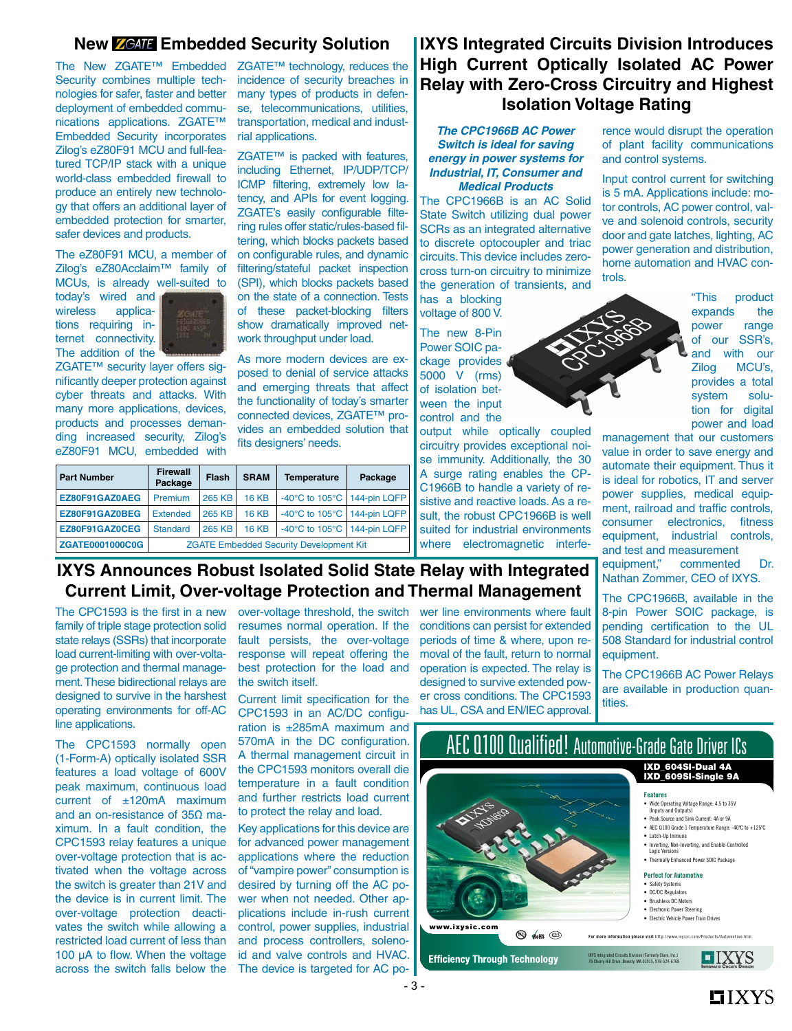## New ZGATE Embedded Security Solution

The New ZGATE™ Embedded Security combines multiple technologies for safer, faster and better deployment of embedded communications applications. ZGATE™ Embedded Security incorporates Zilog's eZ80F91 MCU and full-featured TCP/IP stack with a unique world-class embedded firewall to produce an entirely new technology that offers an additional layer of embedded protection for smarter, safer devices and products.

The eZ80F91 MCU, a member of Zilog's eZ80Acclaim™ family of MCUs, is already well-suited to today's wired and wireless applications requiring internet connectivity. The addition of the ZGATE™ security layer offers significantly deeper protection against cyber threats and attacks. With many more applications, devices, products and processes demanding increased security, Zilog's eZ80F91 MCU, embedded with ZGATE™ technology, reduces the incidence of security breaches in many types of products in defense, telecommunications, utilities, transportation, medical and industrial applications.

ZGATE™ is packed with features, including Ethernet, IP/UDP/TCP/ICMP filtering, extremely low latency, and APIs for event logging. ZGATE's easily configurable filtering rules offer static/rules-based filtering, which blocks packets based on configurable rules, and dynamic filtering/stateful packet inspection (SPI), which blocks packets based on the state of a connection. Tests of these packet-blocking filters show dramatically improved network throughput under load.

As more modern devices are exposed to denial of service attacks and emerging threats that affect the functionality of today's smarter connected devices, ZGATE™ provides an embedded solution that fits designers' needs.

| Part Number | Firewall Package | Flash | SRAM | Temperature | Package |
|---|---|---|---|---|---|
| EZ80F91GAZ0AEG | Premium | 265 KB | 16 KB | -40°C to 105°C | 144-pin LQFP |
| EZ80F91GAZ0BEG | Extended | 265 KB | 16 KB | -40°C to 105°C | 144-pin LQFP |
| EZ80F91GAZ0CEG | Standard | 265 KB | 16 KB | -40°C to 105°C | 144-pin LQFP |
| ZGATE0001000C0G | ZGATE Embedded Security Development Kit | | | | |

## IXYS Integrated Circuits Division Introduces High Current Optically Isolated AC Power Relay with Zero-Cross Circuitry and Highest Isolation Voltage Rating

***The CPC1966B AC Power Switch is ideal for saving energy in power systems for Industrial, IT, Consumer and Medical Products***

The CPC1966B is an AC Solid State Switch utilizing dual power SCRs as an integrated alternative to discrete optocoupler and triac circuits. This device includes zero-cross turn-on circuitry to minimize the generation of transients, and has a blocking voltage of 800 V.

The new 8-Pin Power SOIC package provides 5000 V (rms) of isolation between the input control and the output while optically coupled circuitry provides exceptional noise immunity. Additionally, the 30 A surge rating enables the CPC1966B to handle a variety of resistive and reactive loads. As a result, the robust CPC1966B is well suited for industrial environments where electromagnetic interference would disrupt the operation of plant facility communications and control systems.

Input control current for switching is 5 mA. Applications include: motor controls, AC power control, valve and solenoid controls, security door and gate latches, lighting, AC power generation and distribution, home automation and HVAC controls.

"This product expands the power range of our SSR's, and with our Zilog MCU's, provides a total system solution for digital power and load management that our customers value in order to save energy and automate their equipment. Thus it is ideal for robotics, IT and server power supplies, medical equipment, railroad and traffic controls, consumer electronics, fitness equipment, industrial controls, and test and measurement equipment," commented Dr. Nathan Zommer, CEO of IXYS.

The CPC1966B, available in the 8-pin Power SOIC package, is pending certification to the UL 508 Standard for industrial control equipment.

The CPC1966B AC Power Relays are available in production quantities.

## IXYS Announces Robust Isolated Solid State Relay with Integrated Current Limit, Over-voltage Protection and Thermal Management

The CPC1593 is the first in a new family of triple stage protection solid state relays (SSRs) that incorporate load current-limiting with over-voltage protection and thermal management. These bidirectional relays are designed to survive in the harshest operating environments for off-AC line applications.

The CPC1593 normally open (1-Form-A) optically isolated SSR features a load voltage of 600V peak maximum, continuous load current of ±120mA maximum and an on-resistance of 35Ω maximum. In a fault condition, the CPC1593 relay features a unique over-voltage protection that is activated when the voltage across the switch is greater than 21V and the device is in current limit. The over-voltage protection deactivates the switch while allowing a restricted load current of less than 100 µA to flow. When the voltage across the switch falls below the over-voltage threshold, the switch resumes normal operation. If the fault persists, the over-voltage response will repeat offering the best protection for the load and the switch itself.

Current limit specification for the CPC1593 in an AC/DC configuration is ±285mA maximum and 570mA in the DC configuration. A thermal management circuit in the CPC1593 monitors overall die temperature in a fault condition and further restricts load current to protect the relay and load.

Key applications for this device are for advanced power management applications where the reduction of "vampire power" consumption is desired by turning off the AC power when not needed. Other applications include in-rush current control, power supplies, industrial and process controllers, solenoid and valve controls and HVAC. The device is targeted for AC power line environments where fault conditions can persist for extended periods of time & where, upon removal of the fault, return to normal operation is expected. The relay is designed to survive extended power cross conditions. The CPC1593 has UL, CSA and EN/IEC approval.

## AEC Q100 Qualified! Automotive-Grade Gate Driver ICs

**IXD_604SI-Dual 4A**
**IXD_609SI-Single 9A**

**Features**
- Wide Operating Voltage Range: 4.5 to 35V (Inputs and Outputs)
- Peak Source and Sink Current: 4A or 9A
- AEC Q100 Grade 1 Temperature Range: -40°C to +125°C
- Latch-Up Immune
- Inverting, Non-Inverting, and Enable-Controlled Logic Versions
- Thermally Enhanced Power SOIC Package

**Perfect for Automotive**
- Safety Systems
- DC/DC Regulators
- Brushless DC Motors
- Electronic Power Steering
- Electric Vehicle Power Train Drives

www.ixysic.com

For more information please visit http://www.ixysic.com/Products/Automotive.htm

**Efficiency Through Technology**

IXYS Integrated Circuits Division (Formerly Clare, Inc.) 78 Cherry Hill Drive, Beverly, MA 01915, 978-524-6768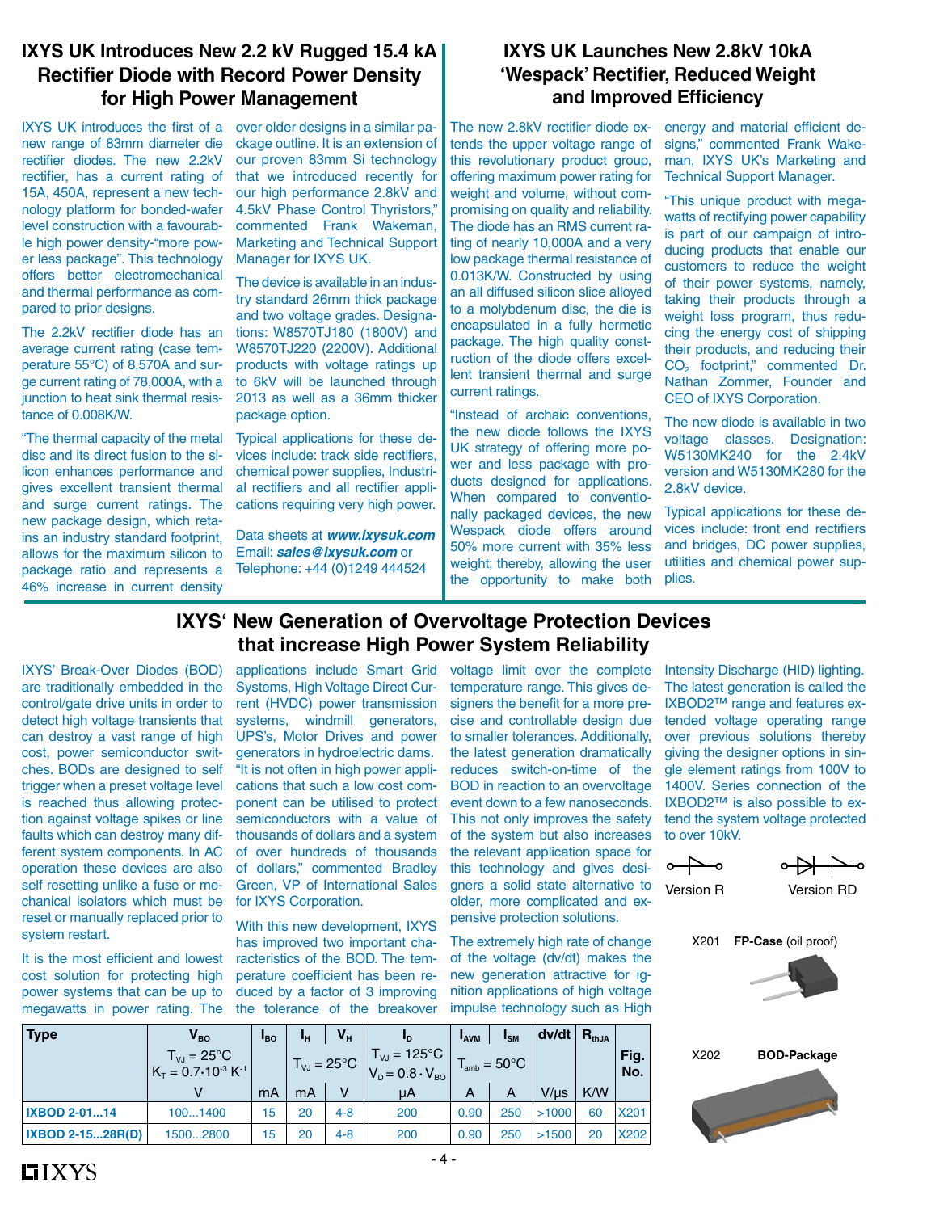## IXYS UK Introduces New 2.2 kV Rugged 15.4 kA Rectifier Diode with Record Power Density for High Power Management

IXYS UK introduces the first of a new range of 83mm diameter die rectifier diodes. The new 2.2kV rectifier, has a current rating of 15A, 450A, represent a new technology platform for bonded-wafer level construction with a favourable high power density-"more power less package". This technology offers better electromechanical and thermal performance as compared to prior designs.

The 2.2kV rectifier diode has an average current rating (case temperature 55°C) of 8,570A and surge current rating of 78,000A, with a junction to heat sink thermal resistance of 0.008K/W.

"The thermal capacity of the metal disc and its direct fusion to the silicon enhances performance and gives excellent transient thermal and surge current ratings. The new package design, which retains an industry standard footprint, allows for the maximum silicon to package ratio and represents a 46% increase in current density over older designs in a similar package outline. It is an extension of our proven 83mm Si technology that we introduced recently for our high performance 2.8kV and 4.5kV Phase Control Thyristors," commented Frank Wakeman, Marketing and Technical Support Manager for IXYS UK.

The device is available in an industry standard 26mm thick package and two voltage grades. Designations: W8570TJ180 (1800V) and W8570TJ220 (2200V). Additional products with voltage ratings up to 6kV will be launched through 2013 as well as a 36mm thicker package option.

Typical applications for these devices include: track side rectifiers, chemical power supplies, Industrial rectifiers and all rectifier applications requiring very high power.

Data sheets at ***www.ixysuk.com***
Email: ***sales@ixysuk.com*** or
Telephone: +44 (0)1249 444524

## IXYS UK Launches New 2.8kV 10kA 'Wespack' Rectifier, Reduced Weight and Improved Efficiency

The new 2.8kV rectifier diode extends the upper voltage range of this revolutionary product group, offering maximum power rating for weight and volume, without compromising on quality and reliability. The diode has an RMS current rating of nearly 10,000A and a very low package thermal resistance of 0.013K/W. Constructed by using an all diffused silicon slice alloyed to a molybdenum disc, the die is encapsulated in a fully hermetic package. The high quality construction of the diode offers excellent transient thermal and surge current ratings.

"Instead of archaic conventions, the new diode follows the IXYS UK strategy of offering more power and less package with products designed for applications. When compared to conventionally packaged devices, the new Wespack diode offers around 50% more current with 35% less weight; thereby, allowing the user the opportunity to make both energy and material efficient designs," commented Frank Wakeman, IXYS UK's Marketing and Technical Support Manager.

"This unique product with megawatts of rectifying power capability is part of our campaign of introducing products that enable our customers to reduce the weight of their power systems, namely, taking their products through a weight loss program, thus reducing the energy cost of shipping their products, and reducing their $CO_2$ footprint," commented Dr. Nathan Zommer, Founder and CEO of IXYS Corporation.

The new diode is available in two voltage classes. Designation: W5130MK240 for the 2.4kV version and W5130MK280 for the 2.8kV device.

Typical applications for these devices include: front end rectifiers and bridges, DC power supplies, utilities and chemical power supplies.

## IXYS' New Generation of Overvoltage Protection Devices that increase High Power System Reliability

IXYS' Break-Over Diodes (BOD) are traditionally embedded in the control/gate drive units in order to detect high voltage transients that can destroy a vast range of high cost, power semiconductor switches. BODs are designed to self trigger when a preset voltage level is reached thus allowing protection against voltage spikes or line faults which can destroy many different system components. In AC operation these devices are also self resetting unlike a fuse or mechanical isolators which must be reset or manually replaced prior to system restart.

It is the most efficient and lowest cost solution for protecting high power systems that can be up to megawatts in power rating. The applications include Smart Grid Systems, High Voltage Direct Current (HVDC) power transmission systems, windmill generators, UPS's, Motor Drives and power generators in hydroelectric dams. "It is not often in high power applications that such a low cost component can be utilised to protect semiconductors with a value of thousands of dollars and a system of over hundreds of thousands of dollars," commented Bradley Green, VP of International Sales for IXYS Corporation.

With this new development, IXYS has improved two important characteristics of the BOD. The temperature coefficient has been reduced by a factor of 3 improving the tolerance of the breakover voltage limit over the complete temperature range. This gives designers the benefit for a more precise and controllable design due to smaller tolerances. Additionally, the latest generation dramatically reduces switch-on-time of the BOD in reaction to an overvoltage event down to a few nanoseconds. This not only improves the safety of the system but also increases the relevant application space for this technology and gives designers a solid state alternative to older, more complicated and expensive protection solutions.

The extremely high rate of change of the voltage (dv/dt) makes the new generation attractive for ignition applications of high voltage impulse technology such as High Intensity Discharge (HID) lighting. The latest generation is called the IXBOD2™ range and features extended voltage operating range over previous solutions thereby giving the designer options in single element ratings from 100V to 1400V. Series connection of the IXBOD2™ is also possible to extend the system voltage protected to over 10kV.

Version R    Version RD

X201 **FP-Case** (oil proof)

X202 **BOD-Package**

| Type | $V_{BO}$ | $I_{BO}$ | $I_H$ | $V_H$ | $I_D$ | $I_{AVM}$ | $I_{SM}$ | dv/dt | $R_{thJA}$ | Fig. No. |
|---|---|---|---|---|---|---|---|---|---|---|
| | $T_{VJ}$ = 25°C, $K_T = 0.7 \cdot 10^{-3}$ $K^{-1}$ | | $T_{VJ}$ = 25°C | | $T_{VJ}$ = 125°C, $V_D = 0.8 \cdot V_{BO}$ | $T_{amb}$ = 50°C | | | | |
| | V | mA | mA | V | µA | A | A | V/µs | K/W | |
| **IXBOD 2-01...14** | 100...1400 | 15 | 20 | 4-8 | 200 | 0.90 | 250 | >1000 | 60 | X201 |
| **IXBOD 2-15...28R(D)** | 1500...2800 | 15 | 20 | 4-8 | 200 | 0.90 | 250 | >1500 | 20 | X202 |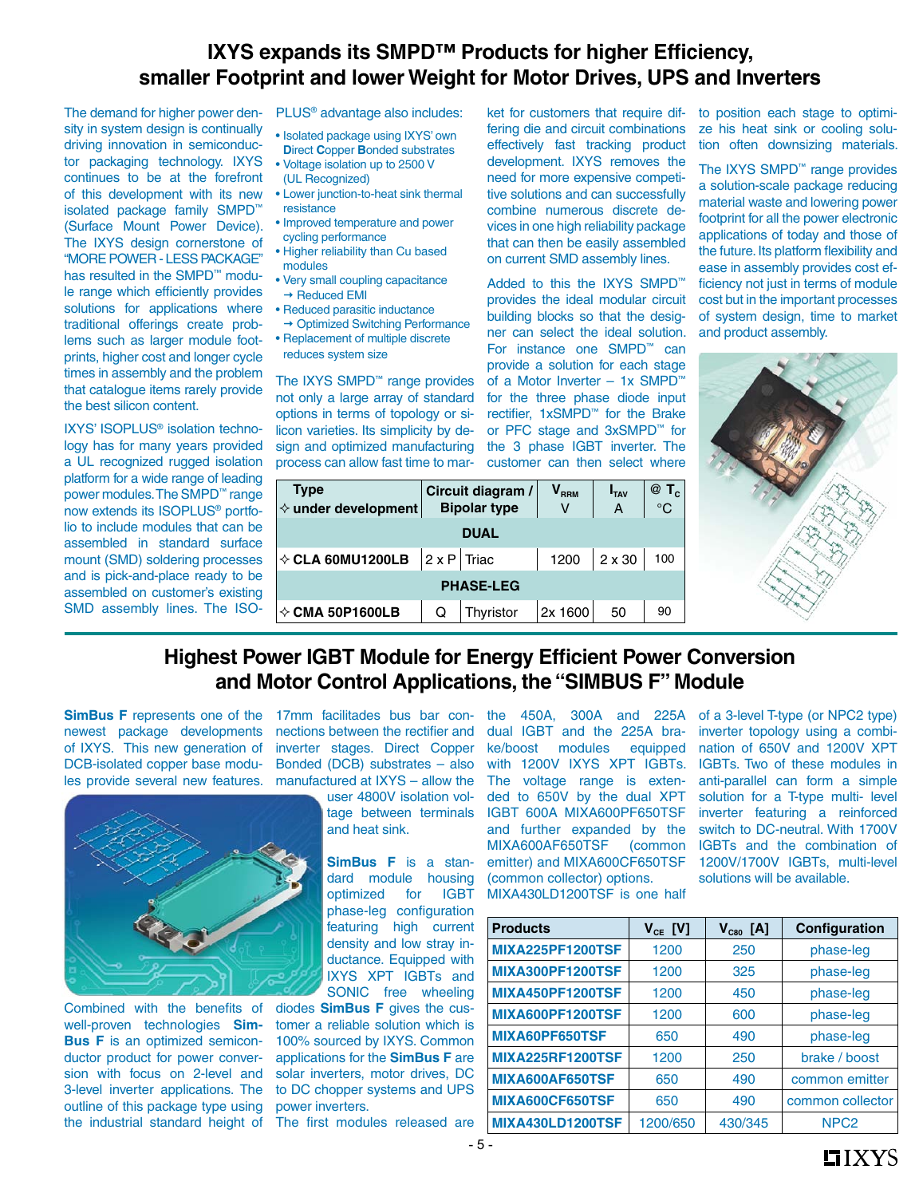# IXYS expands its SMPD™ Products for higher Efficiency, smaller Footprint and lower Weight for Motor Drives, UPS and Inverters

The demand for higher power density in system design is continually driving innovation in semiconductor packaging technology. IXYS continues to be at the forefront of this development with its new isolated package family SMPD™ (Surface Mount Power Device). The IXYS design cornerstone of "MORE POWER - LESS PACKAGE" has resulted in the SMPD™ module range which efficiently provides solutions for applications where traditional offerings create problems such as larger module footprints, higher cost and longer cycle times in assembly and the problem that catalogue items rarely provide the best silicon content.

IXYS' ISOPLUS® isolation technology has for many years provided a UL recognized rugged isolation platform for a wide range of leading power modules. The SMPD™ range now extends its ISOPLUS® portfolio to include modules that can be assembled in standard surface mount (SMD) soldering processes and is pick-and-place ready to be assembled on customer's existing SMD assembly lines. The ISOPLUS® advantage also includes:

- Isolated package using IXYS' own **D**irect **C**opper **B**onded substrates
- Voltage isolation up to 2500 V (UL Recognized)
- Lower junction-to-heat sink thermal resistance
- Improved temperature and power cycling performance
- Higher reliability than Cu based modules
- Very small coupling capacitance → Reduced EMI
- Reduced parasitic inductance → Optimized Switching Performance
- Replacement of multiple discrete reduces system size

The IXYS SMPD™ range provides not only a large array of standard options in terms of topology or silicon varieties. Its simplicity by design and optimized manufacturing process can allow fast time to market for customers that require differing die and circuit combinations effectively fast tracking product development. IXYS removes the need for more expensive competitive solutions and can successfully combine numerous discrete devices in one high reliability package that can then be easily assembled on current SMD assembly lines.

Added to this the IXYS SMPD™ provides the ideal modular circuit building blocks so that the designer can select the ideal solution. For instance one SMPD™ can provide a solution for each stage of a Motor Inverter – 1x SMPD™ for the three phase diode input rectifier, 1xSMPD™ for the Brake or PFC stage and 3xSMPD™ for the 3 phase IGBT inverter. The customer can then select where to position each stage to optimize his heat sink or cooling solution often downsizing materials.

The IXYS SMPD™ range provides a solution-scale package reducing material waste and lowering power footprint for all the power electronic applications of today and those of the future. Its platform flexibility and ease in assembly provides cost efficiency not just in terms of module cost but in the important processes of system design, time to market and product assembly.

| Type ✧ under development | Circuit diagram / Bipolar type | | $V_{RRM}$ V | $I_{TAV}$ A | @ $T_C$ °C |
|---|---|---|---|---|---|
| **DUAL** | | | | | |
| ✧ **CLA 60MU1200LB** | 2 x P | Triac | 1200 | 2 x 30 | 100 |
| **PHASE-LEG** | | | | | |
| ✧ **CMA 50P1600LB** | Q | Thyristor | 2x 1600 | 50 | 90 |

# Highest Power IGBT Module for Energy Efficient Power Conversion and Motor Control Applications, the "SIMBUS F" Module

**SimBus F** represents one of the newest package developments of IXYS. This new generation of DCB-isolated copper base modules provide several new features.

Combined with the benefits of well-proven technologies **SimBus F** is an optimized semiconductor product for power conversion with focus on 2-level and 3-level inverter applications. The outline of this package type using the industrial standard height of 17mm facilitades bus bar connections between the rectifier and inverter stages. Direct Copper Bonded (DCB) substrates – also manufactured at IXYS – allow the user 4800V isolation voltage between terminals and heat sink.

**SimBus F** is a standard module housing optimized for IGBT phase-leg configuration featuring high current density and low stray inductance. Equipped with IXYS XPT IGBTs and SONIC free wheeling diodes **SimBus F** gives the customer a reliable solution which is 100% sourced by IXYS. Common applications for the **SimBus F** are solar inverters, motor drives, DC to DC chopper systems and UPS power inverters.

The first modules released are the 450A, 300A and 225A dual IGBT and the 225A brake/boost modules equipped with 1200V IXYS XPT IGBTs. The voltage range is extended to 650V by the dual XPT IGBT 600A MIXA600PF650TSF and further expanded by the MIXA600AF650TSF (common emitter) and MIXA600CF650TSF (common collector) options. MIXA430LD1200TSF is one half of a 3-level T-type (or NPC2 type) inverter topology using a combination of 650V and 1200V XPT IGBTs. Two of these modules in anti-parallel can form a simple solution for a T-type multi- level inverter featuring a reinforced switch to DC-neutral. With 1700V IGBTs and the combination of 1200V/1700V IGBTs, multi-level solutions will be available.

| Products | $V_{CE}$ [V] | $V_{C80}$ [A] | Configuration |
|---|---|---|---|
| **MIXA225PF1200TSF** | 1200 | 250 | phase-leg |
| **MIXA300PF1200TSF** | 1200 | 325 | phase-leg |
| **MIXA450PF1200TSF** | 1200 | 450 | phase-leg |
| **MIXA600PF1200TSF** | 1200 | 600 | phase-leg |
| **MIXA60PF650TSF** | 650 | 490 | phase-leg |
| **MIXA225RF1200TSF** | 1200 | 250 | brake / boost |
| **MIXA600AF650TSF** | 650 | 490 | common emitter |
| **MIXA600CF650TSF** | 650 | 490 | common collector |
| **MIXA430LD1200TSF** | 1200/650 | 430/345 | NPC2 |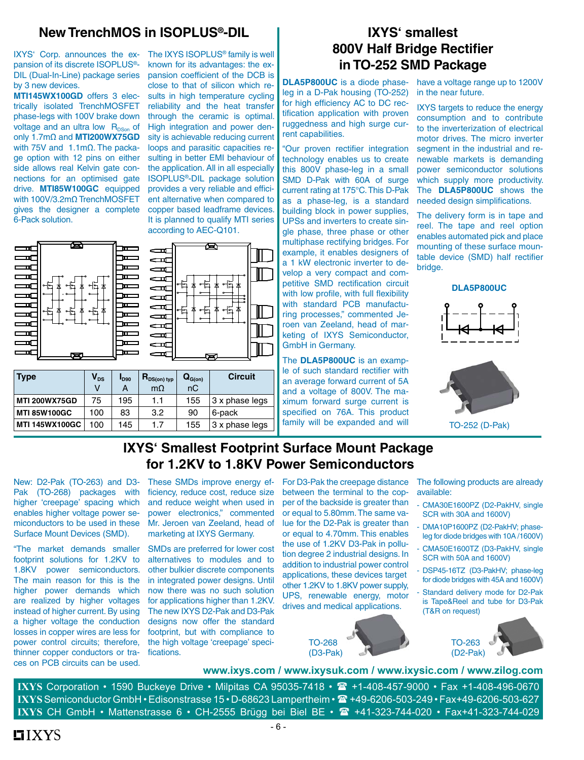## New TrenchMOS in ISOPLUS®-DIL

IXYS' Corp. announces the expansion of its discrete ISOPLUS®-DIL (Dual-In-Line) package series by 3 new devices.

**MTI145WX100GD** offers 3 electrically isolated TrenchMOSFET phase-legs with 100V brake down voltage and an ultra low $R_{DSon}$ of only 1.7mΩ and **MTI200WX75GD** with 75V and 1.1mΩ. The package option with 12 pins on either side allows real Kelvin gate connections for an optimised gate drive. **MTI85W100GC** equipped with 100V/3.2mΩ TrenchMOSFET gives the designer a complete 6-Pack solution.

The IXYS ISOPLUS® family is well known for its advantages: the expansion coefficient of the DCB is close to that of silicon which results in high temperature cycling reliability and the heat transfer through the ceramic is optimal. High integration and power density is achievable reducing current loops and parasitic capacities resulting in better EMI behaviour of the application. All in all especially ISOPLUS®-DIL package solution provides a very reliable and efficient alternative when compared to copper based leadframe devices. It is planned to qualify MTI series according to AEC-Q101.

| Type | $V_{DS}$ V | $I_{D90}$ A | $R_{DS(on)\ typ}$ mΩ | $Q_{G(on)}$ nC | Circuit |
|---|---|---|---|---|---|
| MTI 200WX75GD | 75 | 195 | 1.1 | 155 | 3 x phase legs |
| MTI 85W100GC | 100 | 83 | 3.2 | 90 | 6-pack |
| MTI 145WX100GC | 100 | 145 | 1.7 | 155 | 3 x phase legs |

## IXYS' smallest 800V Half Bridge Rectifier in TO-252 SMD Package

**DLA5P800UC** is a diode phase-leg in a D-Pak housing (TO-252) for high efficiency AC to DC rectification application with proven ruggedness and high surge current capabilities.

"Our proven rectifier integration technology enables us to create this 800V phase-leg in a small SMD D-Pak with 60A of surge current rating at 175°C. This D-Pak as a phase-leg, is a standard building block in power supplies, UPSs and inverters to create single phase, three phase or other multiphase rectifying bridges. For example, it enables designers of a 1 kW electronic inverter to develop a very compact and competitive SMD rectification circuit with low profile, with full flexibility with standard PCB manufacturing processes," commented Jeroen van Zeeland, head of marketing of IXYS Semiconductor, GmbH in Germany.

The **DLA5P800UC** is an example of such standard rectifier with an average forward current of 5A and a voltage of 800V. The maximum forward surge current is specified on 76A. This product family will be expanded and will have a voltage range up to 1200V in the near future.

IXYS targets to reduce the energy consumption and to contribute to the inverterization of electrical motor drives. The micro inverter segment in the industrial and renewable markets is demanding power semiconductor solutions which supply more productivity. The **DLA5P800UC** shows the needed design simplifications.

The delivery form is in tape and reel. The tape and reel option enables automated pick and place mounting of these surface mountable device (SMD) half rectifier bridge.

**DLA5P800UC**

TO-252 (D-Pak)

## IXYS' Smallest Footprint Surface Mount Package for 1.2KV to 1.8KV Power Semiconductors

New: D2-Pak (TO-263) and D3-Pak (TO-268) packages with higher 'creepage' spacing which enables higher voltage power semiconductors to be used in these Surface Mount Devices (SMD).

"The market demands smaller footprint solutions for 1.2KV to 1.8KV power semiconductors. The main reason for this is the higher power demands which are realized by higher voltages instead of higher current. By using a higher voltage the conduction losses in copper wires are less for power control circuits; therefore, thinner copper conductors or traces on PCB circuits can be used.

These SMDs improve energy efficiency, reduce cost, reduce size and reduce weight when used in power electronics," commented Mr. Jeroen van Zeeland, head of marketing at IXYS Germany.

SMDs are preferred for lower cost alternatives to modules and to other bulkier discrete components in integrated power designs. Until now there was no such solution for applications higher than 1.2KV. The new IXYS D2-Pak and D3-Pak designs now offer the standard footprint, but with compliance to the high voltage 'creepage' specifications.

For D3-Pak the creepage distance between the terminal to the copper of the backside is greater than or equal to 5.80mm. The same value for the D2-Pak is greater than or equal to 4.70mm. This enables the use of 1.2KV D3-Pak in pollution degree 2 industrial designs. In addition to industrial power control applications, these devices target other 1.2KV to 1.8KV power supply, UPS, renewable energy, motor drives and medical applications.

The following products are already available:

- CMA30E1600PZ (D2-PakHV, single SCR with 30A and 1600V)
- DMA10P1600PZ (D2-PakHV; phase-leg for diode bridges with 10A /1600V)
- CMA50E1600TZ (D3-PakHV, single SCR with 50A and 1600V)
- DSP45-16TZ (D3-PakHV; phase-leg for diode bridges with 45A and 1600V)
- Standard delivery mode for D2-Pak is Tape&Reel and tube for D3-Pak (T&R on request)

TO-268 (D3-Pak)

TO-263 (D2-Pak)

**www.ixys.com / www.ixysuk.com / www.ixysic.com / www.zilog.com**

**IXYS** Corporation • 1590 Buckeye Drive • Milpitas CA 95035-7418 • ☎ +1-408-457-9000 • Fax +1-408-496-0670
**IXYS** Semiconductor GmbH • Edisonstrasse 15 • D-68623 Lampertheim • ☎ +49-6206-503-249 • Fax+49-6206-503-627
**IXYS** CH GmbH • Mattenstrasse 6 • CH-2555 Brügg bei Biel BE • ☎ +41-323-744-020 • Fax+41-323-744-029